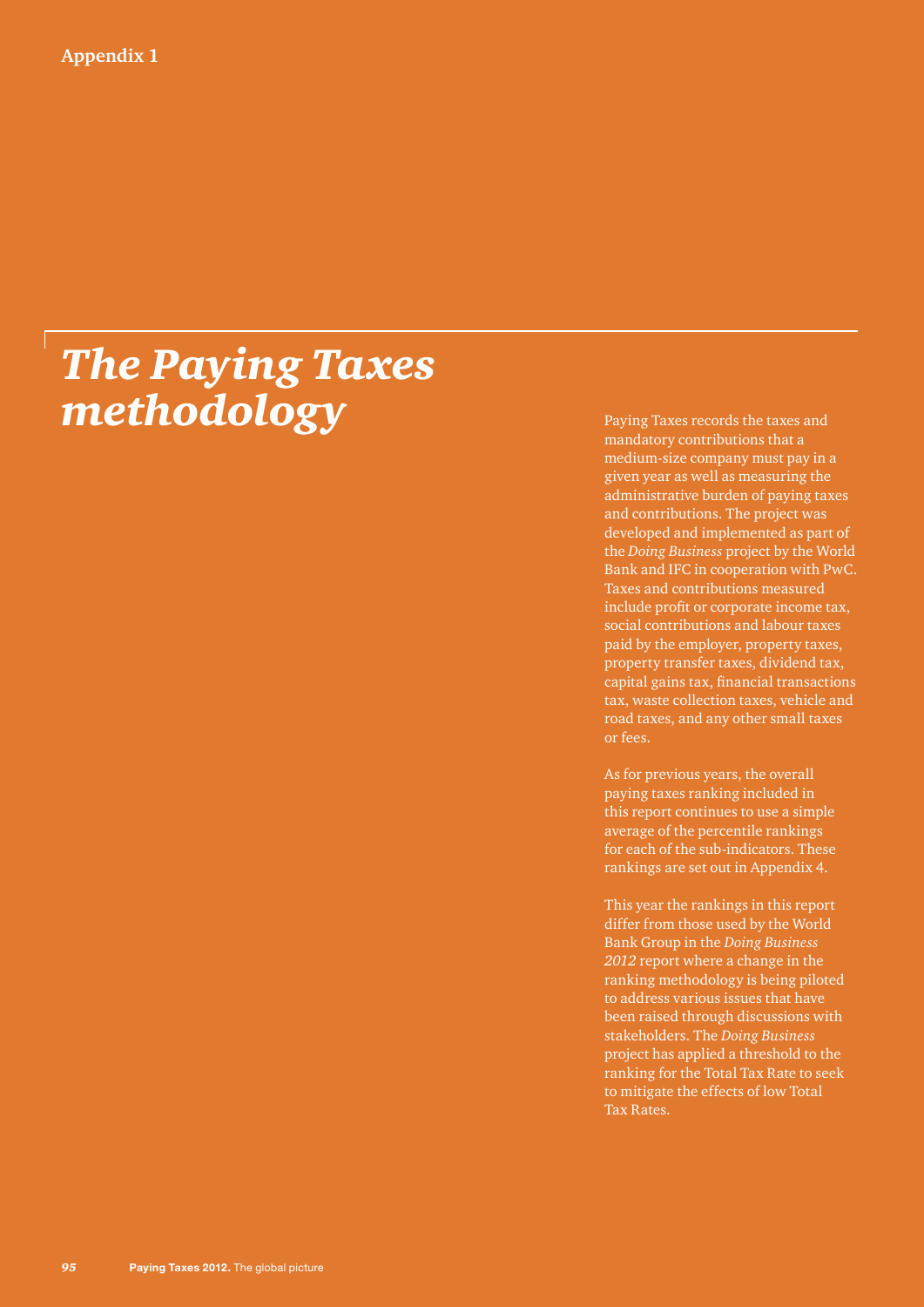Appendix 1

# *The Paying Taxes methodology*

Paying Taxes records the taxes and mandatory contributions that a medium-size company must pay in a given year as well as measuring the administrative burden of paying taxes and contributions. The project was developed and implemented as part of the *Doing Business* project by the World Bank and IFC in cooperation with PwC. Taxes and contributions measured include profit or corporate income tax, social contributions and labour taxes paid by the employer, property taxes, property transfer taxes, dividend tax, capital gains tax, financial transactions tax, waste collection taxes, vehicle and road taxes, and any other small taxes or fees.

As for previous years, the overall paying taxes ranking included in this report continues to use a simple average of the percentile rankings for each of the sub-indicators. These rankings are set out in Appendix 4.

This year the rankings in this report differ from those used by the World Bank Group in the *Doing Business 2012* report where a change in the ranking methodology is being piloted to address various issues that have been raised through discussions with stakeholders. The *Doing Business* project has applied a threshold to the ranking for the Total Tax Rate to seek to mitigate the effects of low Total Tax Rates.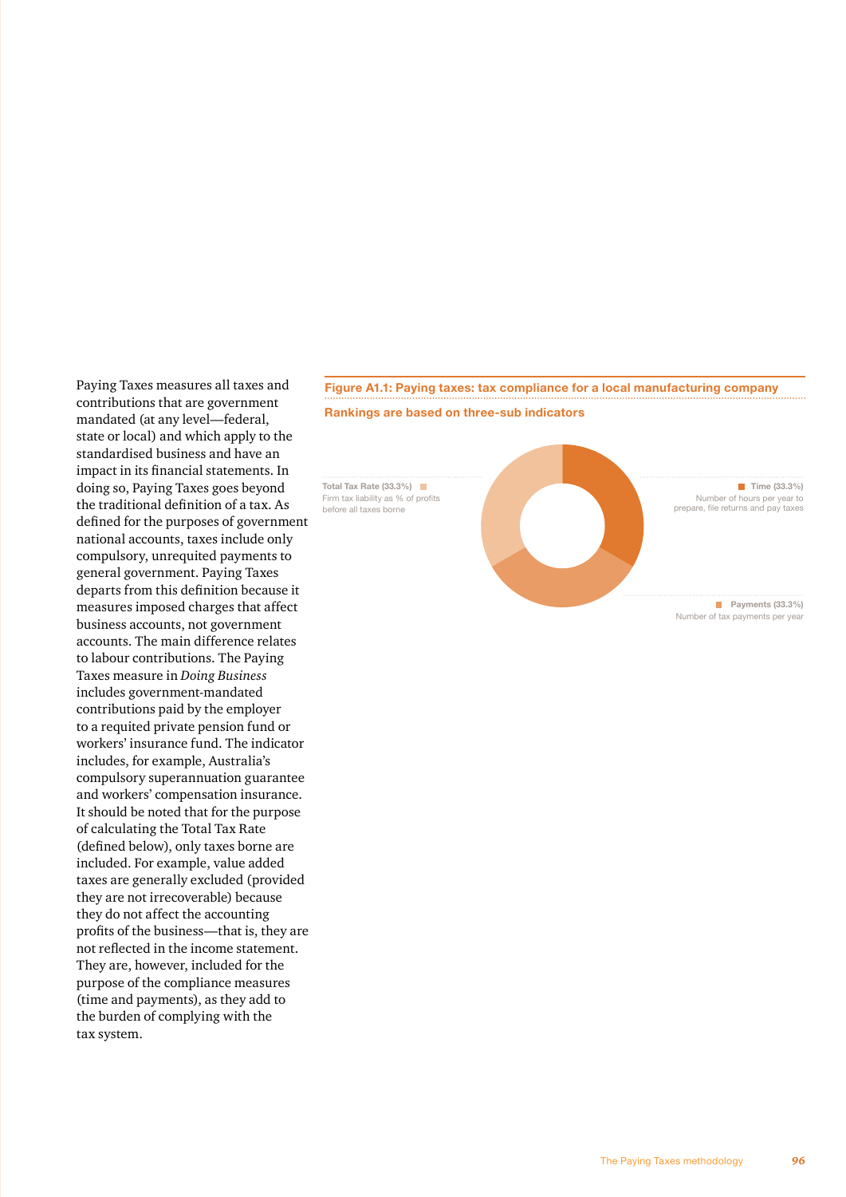Paying Taxes measures all taxes and contributions that are government mandated (at any level—federal, state or local) and which apply to the standardised business and have an impact in its financial statements. In doing so, Paying Taxes goes beyond the traditional definition of a tax. As defined for the purposes of government national accounts, taxes include only compulsory, unrequited payments to general government. Paying Taxes departs from this definition because it measures imposed charges that affect business accounts, not government accounts. The main difference relates to labour contributions. The Paying Taxes measure in *Doing Business* includes government-mandated contributions paid by the employer to a requited private pension fund or workers' insurance fund. The indicator includes, for example, Australia's compulsory superannuation guarantee and workers' compensation insurance. It should be noted that for the purpose of calculating the Total Tax Rate (defined below), only taxes borne are included. For example, value added taxes are generally excluded (provided they are not irrecoverable) because they do not affect the accounting profits of the business—that is, they are not reflected in the income statement. They are, however, included for the purpose of the compliance measures (time and payments), as they add to the burden of complying with the tax system.

**Figure A1.1: Paying taxes: tax compliance for a local manufacturing company**

**Rankings are based on three-sub indicators**

**Total Tax Rate (33.3%)**
Firm tax liability as % of profits before all taxes borne

**Time (33.3%)**
Number of hours per year to prepare, file returns and pay taxes

**Payments (33.3%)**
Number of tax payments per year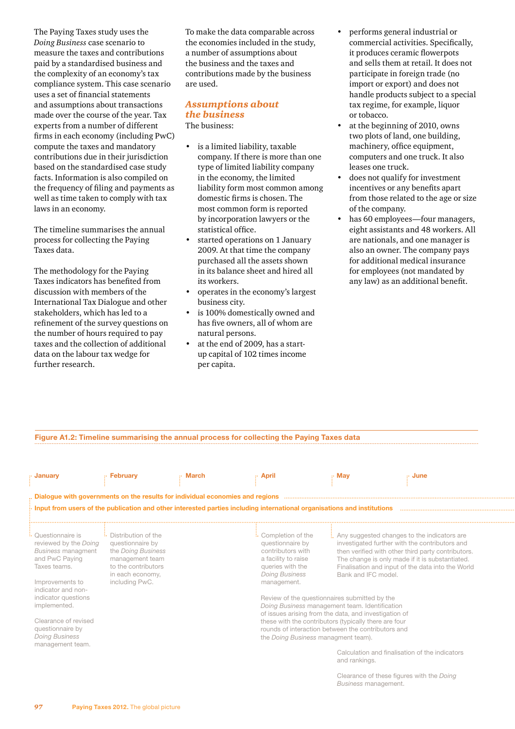The Paying Taxes study uses the *Doing Business* case scenario to measure the taxes and contributions paid by a standardised business and the complexity of an economy's tax compliance system. This case scenario uses a set of financial statements and assumptions about transactions made over the course of the year. Tax experts from a number of different firms in each economy (including PwC) compute the taxes and mandatory contributions due in their jurisdiction based on the standardised case study facts. Information is also compiled on the frequency of filing and payments as well as time taken to comply with tax laws in an economy.

The timeline summarises the annual process for collecting the Paying Taxes data.

The methodology for the Paying Taxes indicators has benefited from discussion with members of the International Tax Dialogue and other stakeholders, which has led to a refinement of the survey questions on the number of hours required to pay taxes and the collection of additional data on the labour tax wedge for further research.

To make the data comparable across the economies included in the study, a number of assumptions about the business and the taxes and contributions made by the business are used.

## Assumptions about the business

The business:

- is a limited liability, taxable company. If there is more than one type of limited liability company in the economy, the limited liability form most common among domestic firms is chosen. The most common form is reported by incorporation lawyers or the statistical office.
- started operations on 1 January 2009. At that time the company purchased all the assets shown in its balance sheet and hired all its workers.
- operates in the economy's largest business city.
- is 100% domestically owned and has five owners, all of whom are natural persons.
- at the end of 2009, has a start-up capital of 102 times income per capita.
- performs general industrial or commercial activities. Specifically, it produces ceramic flowerpots and sells them at retail. It does not participate in foreign trade (no import or export) and does not handle products subject to a special tax regime, for example, liquor or tobacco.
- at the beginning of 2010, owns two plots of land, one building, machinery, office equipment, computers and one truck. It also leases one truck.
- does not qualify for investment incentives or any benefits apart from those related to the age or size of the company.
- has 60 employees—four managers, eight assistants and 48 workers. All are nationals, and one manager is also an owner. The company pays for additional medical insurance for employees (not mandated by any law) as an additional benefit.

**Figure A1.2: Timeline summarising the annual process for collecting the Paying Taxes data**

January | February | March | April | May | June

**Dialogue with governments on the results for individual economies and regions**

**Input from users of the publication and other interested parties including international organisations and institutions**

**January**

Questionnaire is reviewed by the *Doing Business* managment and PwC Paying Taxes teams.

Improvements to indicator and non-indicator questions implemented.

Clearance of revised questionnaire by *Doing Business* management team.

**February**

Distribution of the questionnaire by the *Doing Business* management team to the contributors in each economy, including PwC.

**April**

Completion of the questionnaire by contributors with a facility to raise queries with the *Doing Business* management.

Review of the questionnaires submitted by the *Doing Business* management team. Identification of issues arising from the data, and investigation of these with the contributors (typically there are four rounds of interaction between the contributors and the *Doing Business* managment team).

**May**

Any suggested changes to the indicators are investigated further with the contributors and then verified with other third party contributors. The change is only made if it is substantiated. Finalisation and input of the data into the World Bank and IFC model.

Calculation and finalisation of the indicators and rankings.

Clearance of these figures with the *Doing Business* management.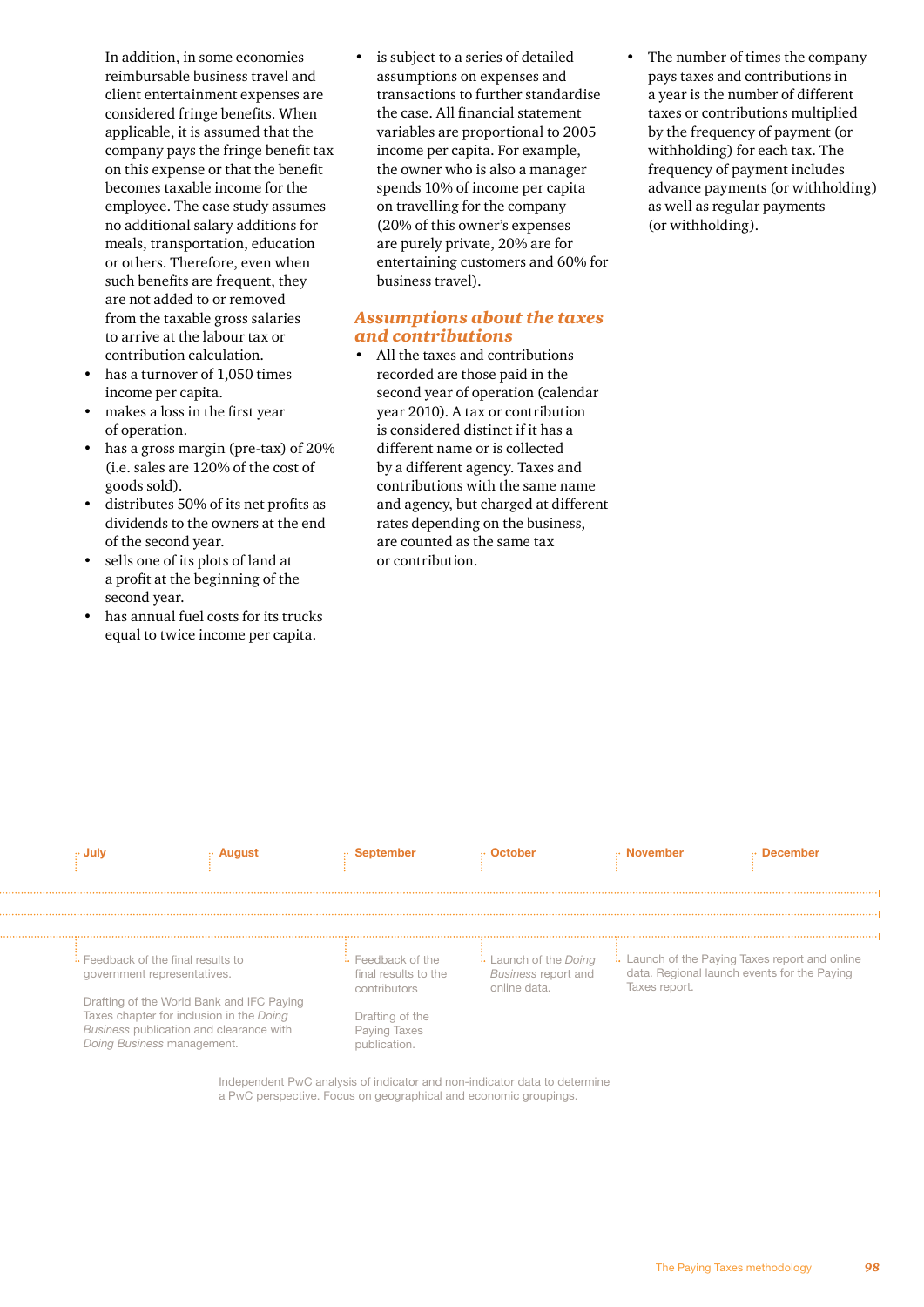In addition, in some economies reimbursable business travel and client entertainment expenses are considered fringe benefits. When applicable, it is assumed that the company pays the fringe benefit tax on this expense or that the benefit becomes taxable income for the employee. The case study assumes no additional salary additions for meals, transportation, education or others. Therefore, even when such benefits are frequent, they are not added to or removed from the taxable gross salaries to arrive at the labour tax or contribution calculation.

- has a turnover of 1,050 times income per capita.
- makes a loss in the first year of operation.
- has a gross margin (pre-tax) of 20% (i.e. sales are 120% of the cost of goods sold).
- distributes 50% of its net profits as dividends to the owners at the end of the second year.
- sells one of its plots of land at a profit at the beginning of the second year.
- has annual fuel costs for its trucks equal to twice income per capita.
- is subject to a series of detailed assumptions on expenses and transactions to further standardise the case. All financial statement variables are proportional to 2005 income per capita. For example, the owner who is also a manager spends 10% of income per capita on travelling for the company (20% of this owner's expenses are purely private, 20% are for entertaining customers and 60% for business travel).

## Assumptions about the taxes and contributions

- All the taxes and contributions recorded are those paid in the second year of operation (calendar year 2010). A tax or contribution is considered distinct if it has a different name or is collected by a different agency. Taxes and contributions with the same name and agency, but charged at different rates depending on the business, are counted as the same tax or contribution.
- The number of times the company pays taxes and contributions in a year is the number of different taxes or contributions multiplied by the frequency of payment (or withholding) for each tax. The frequency of payment includes advance payments (or withholding) as well as regular payments (or withholding).

| July | August | September | October | November | December |
|---|---|---|---|---|---|
| Feedback of the final results to government representatives. Drafting of the World Bank and IFC Paying Taxes chapter for inclusion in the *Doing Business* publication and clearance with *Doing Business* management. | | Feedback of the final results to the contributors. Drafting of the Paying Taxes publication. | Launch of the *Doing Business* report and online data. | Launch of the Paying Taxes report and online data. Regional launch events for the Paying Taxes report. | |

Independent PwC analysis of indicator and non-indicator data to determine a PwC perspective. Focus on geographical and economic groupings.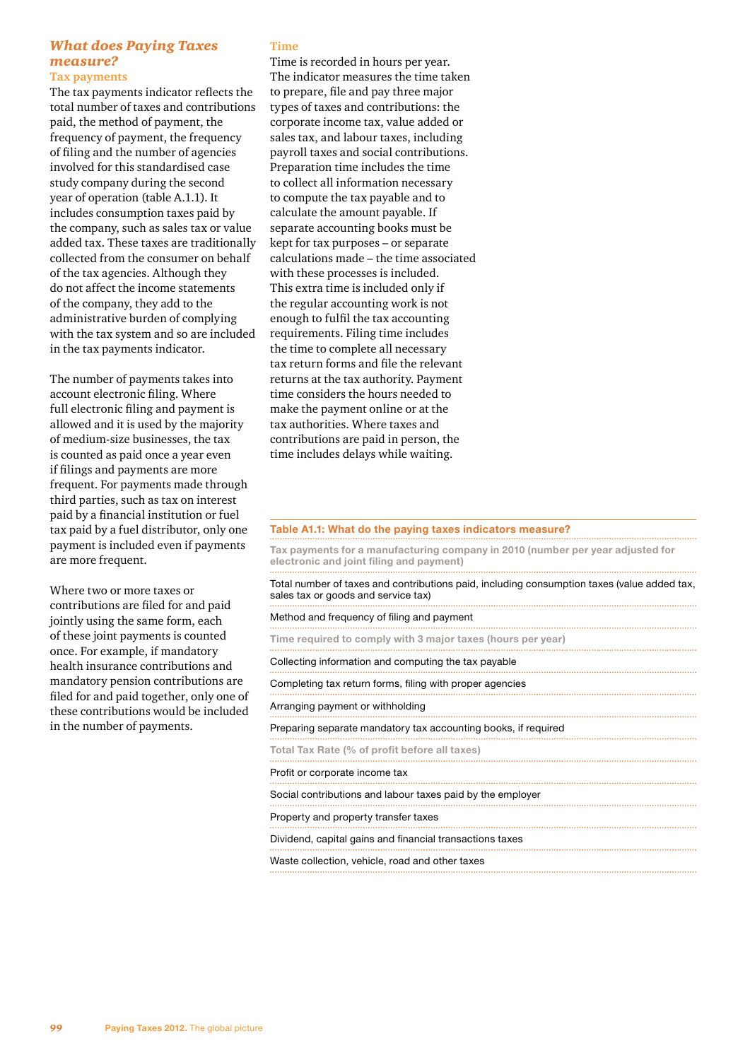## *What does Paying Taxes measure?*

### Tax payments

The tax payments indicator reflects the total number of taxes and contributions paid, the method of payment, the frequency of payment, the frequency of filing and the number of agencies involved for this standardised case study company during the second year of operation (table A.1.1). It includes consumption taxes paid by the company, such as sales tax or value added tax. These taxes are traditionally collected from the consumer on behalf of the tax agencies. Although they do not affect the income statements of the company, they add to the administrative burden of complying with the tax system and so are included in the tax payments indicator.

The number of payments takes into account electronic filing. Where full electronic filing and payment is allowed and it is used by the majority of medium-size businesses, the tax is counted as paid once a year even if filings and payments are more frequent. For payments made through third parties, such as tax on interest paid by a financial institution or fuel tax paid by a fuel distributor, only one payment is included even if payments are more frequent.

Where two or more taxes or contributions are filed for and paid jointly using the same form, each of these joint payments is counted once. For example, if mandatory health insurance contributions and mandatory pension contributions are filed for and paid together, only one of these contributions would be included in the number of payments.

### Time

Time is recorded in hours per year. The indicator measures the time taken to prepare, file and pay three major types of taxes and contributions: the corporate income tax, value added or sales tax, and labour taxes, including payroll taxes and social contributions. Preparation time includes the time to collect all information necessary to compute the tax payable and to calculate the amount payable. If separate accounting books must be kept for tax purposes – or separate calculations made – the time associated with these processes is included. This extra time is included only if the regular accounting work is not enough to fulfil the tax accounting requirements. Filing time includes the time to complete all necessary tax return forms and file the relevant returns at the tax authority. Payment time considers the hours needed to make the payment online or at the tax authorities. Where taxes and contributions are paid in person, the time includes delays while waiting.

**Table A1.1: What do the paying taxes indicators measure?**

| Tax payments for a manufacturing company in 2010 (number per year adjusted for electronic and joint filing and payment) |
|---|
| Total number of taxes and contributions paid, including consumption taxes (value added tax, sales tax or goods and service tax) |
| Method and frequency of filing and payment |
| **Time required to comply with 3 major taxes (hours per year)** |
| Collecting information and computing the tax payable |
| Completing tax return forms, filing with proper agencies |
| Arranging payment or withholding |
| Preparing separate mandatory tax accounting books, if required |
| **Total Tax Rate (% of profit before all taxes)** |
| Profit or corporate income tax |
| Social contributions and labour taxes paid by the employer |
| Property and property transfer taxes |
| Dividend, capital gains and financial transactions taxes |
| Waste collection, vehicle, road and other taxes |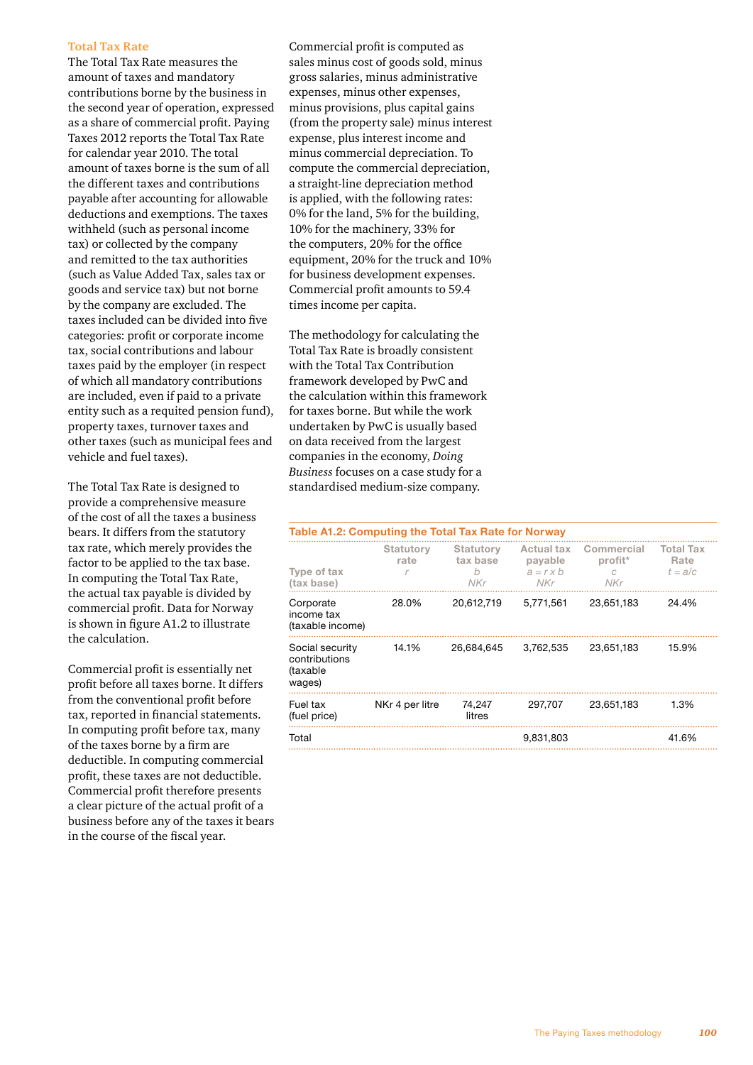### Total Tax Rate

The Total Tax Rate measures the amount of taxes and mandatory contributions borne by the business in the second year of operation, expressed as a share of commercial profit. Paying Taxes 2012 reports the Total Tax Rate for calendar year 2010. The total amount of taxes borne is the sum of all the different taxes and contributions payable after accounting for allowable deductions and exemptions. The taxes withheld (such as personal income tax) or collected by the company and remitted to the tax authorities (such as Value Added Tax, sales tax or goods and service tax) but not borne by the company are excluded. The taxes included can be divided into five categories: profit or corporate income tax, social contributions and labour taxes paid by the employer (in respect of which all mandatory contributions are included, even if paid to a private entity such as a requited pension fund), property taxes, turnover taxes and other taxes (such as municipal fees and vehicle and fuel taxes).

The Total Tax Rate is designed to provide a comprehensive measure of the cost of all the taxes a business bears. It differs from the statutory tax rate, which merely provides the factor to be applied to the tax base. In computing the Total Tax Rate, the actual tax payable is divided by commercial profit. Data for Norway is shown in figure A1.2 to illustrate the calculation.

Commercial profit is essentially net profit before all taxes borne. It differs from the conventional profit before tax, reported in financial statements. In computing profit before tax, many of the taxes borne by a firm are deductible. In computing commercial profit, these taxes are not deductible. Commercial profit therefore presents a clear picture of the actual profit of a business before any of the taxes it bears in the course of the fiscal year.

Commercial profit is computed as sales minus cost of goods sold, minus gross salaries, minus administrative expenses, minus other expenses, minus provisions, plus capital gains (from the property sale) minus interest expense, plus interest income and minus commercial depreciation. To compute the commercial depreciation, a straight-line depreciation method is applied, with the following rates: 0% for the land, 5% for the building, 10% for the machinery, 33% for the computers, 20% for the office equipment, 20% for the truck and 10% for business development expenses. Commercial profit amounts to 59.4 times income per capita.

The methodology for calculating the Total Tax Rate is broadly consistent with the Total Tax Contribution framework developed by PwC and the calculation within this framework for taxes borne. But while the work undertaken by PwC is usually based on data received from the largest companies in the economy, *Doing Business* focuses on a case study for a standardised medium-size company.

**Table A1.2: Computing the Total Tax Rate for Norway**

| Type of tax (tax base) | Statutory rate $r$ | Statutory tax base $b$ NKr | Actual tax payable $a = r \times b$ NKr | Commercial profit* $c$ NKr | Total Tax Rate $t = a/c$ |
|---|---|---|---|---|---|
| Corporate income tax (taxable income) | 28.0% | 20,612,719 | 5,771,561 | 23,651,183 | 24.4% |
| Social security contributions (taxable wages) | 14.1% | 26,684,645 | 3,762,535 | 23,651,183 | 15.9% |
| Fuel tax (fuel price) | NKr 4 per litre | 74,247 litres | 297,707 | 23,651,183 | 1.3% |
| Total | | | 9,831,803 | | 41.6% |